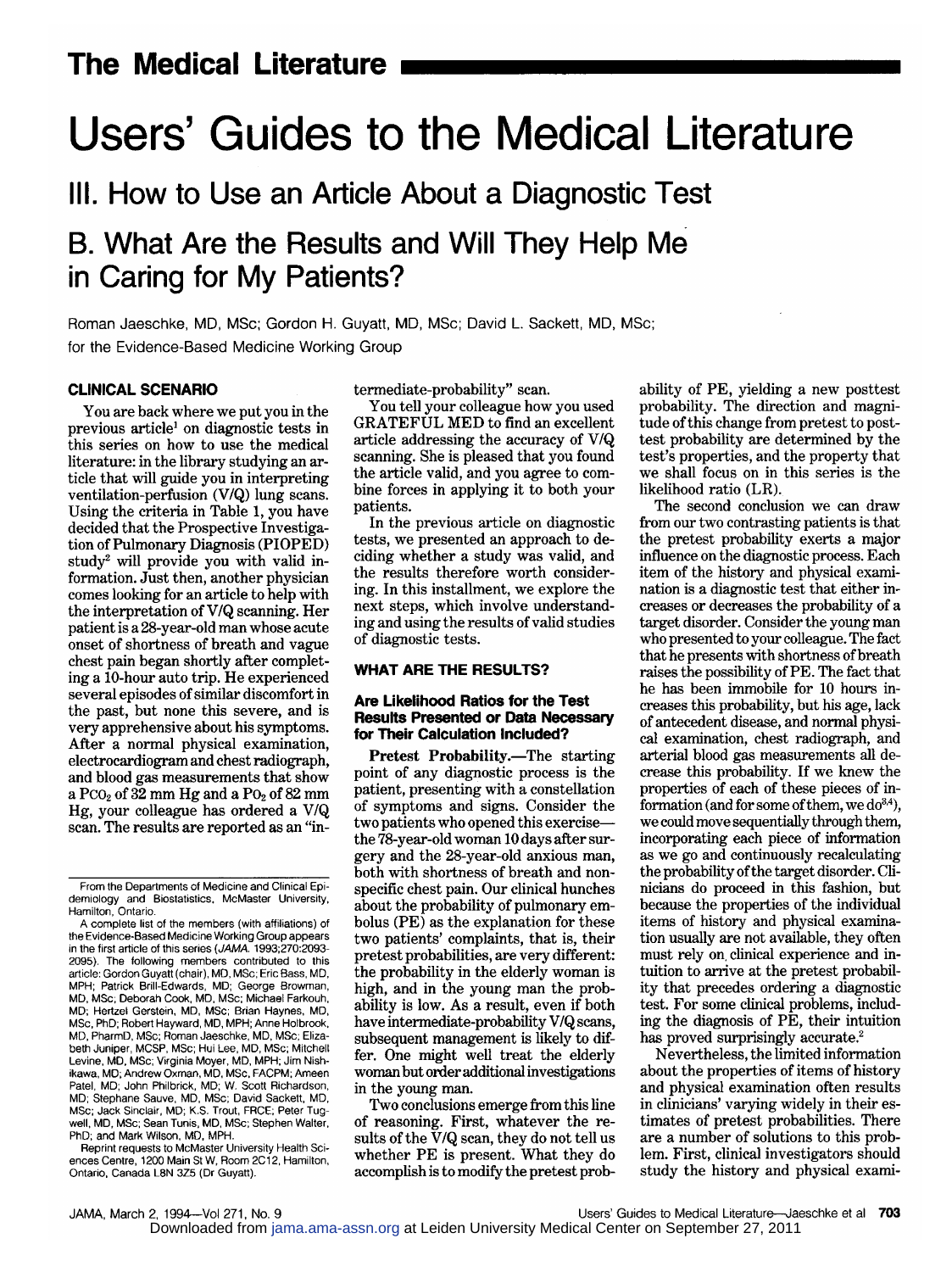# Users' Guides to the Medical Literature

## III. How to Use an Article About a Diagnostic Test

## B. What Are the Results and Will They Help Me in Caring for My Patients?

Roman Jaeschke, MD, MSc; Gordon H. Guyatt, MD, MSc; David L. Sackett, MD, MSc; for the Evidence-Based Medicine Working Group

### CLINICAL SCENARIO

You are back where we put you in the previous article[1] on diagnostic tests in this series on how to use the medical literature: in the library studying an article that will guide you in interpreting ventilation-perfusion (V/Q) lung scans. Using the criteria in Table 1, you have decided that the Prospective Investigation of Pulmonary Diagnosis (PIOPED) study[2] will provide you with valid information. Just then, another physician comes looking for an article to help with the interpretation of V/Q scanning. Her patient is a 28-year-old man whose acute onset of shortness of breath and vague chest pain began shortly after completing a 10-hour auto trip. He experienced several episodes of similar discomfort in the past, but none this severe, and is very apprehensive about his symptoms. After a normal physical examination, electrocardiogram and chest radiograph, and blood gas measurements that show a $P_{CO_2}$ of 32 mm Hg and a $P_{O_2}$ of 82 mm Hg, your colleague has ordered a V/Q scan. The results are reported as an "intermediate-probability" scan.

You tell your colleague how you used GRATEFUL MED to find an excellent article addressing the accuracy of V/Q scanning. She is pleased that you found the article valid, and you agree to combine forces in applying it to both your patients.

In the previous article on diagnostic tests, we presented an approach to deciding whether a study was valid, and the results therefore worth considering. In this installment, we explore the next steps, which involve understanding and using the results of valid studies of diagnostic tests.

### WHAT ARE THE RESULTS?

#### Are Likelihood Ratios for the Test Results Presented or Data Necessary for Their Calculation Included?

**Pretest Probability.**—The starting point of any diagnostic process is the patient, presenting with a constellation of symptoms and signs. Consider the two patients who opened this exercise—the 78-year-old woman 10 days after surgery and the 28-year-old anxious man, both with shortness of breath and nonspecific chest pain. Our clinical hunches about the probability of pulmonary embolus (PE) as the explanation for these two patients' complaints, that is, their pretest probabilities, are very different: the probability in the elderly woman is high, and in the young man the probability is low. As a result, even if both have intermediate-probability V/Q scans, subsequent management is likely to differ. One might well treat the elderly woman but order additional investigations in the young man.

Two conclusions emerge from this line of reasoning. First, whatever the results of the V/Q scan, they do not tell us whether PE is present. What they do accomplish is to modify the pretest probability of PE, yielding a new posttest probability. The direction and magnitude of this change from pretest to posttest probability are determined by the test's properties, and the property that we shall focus on in this series is the likelihood ratio (LR).

The second conclusion we can draw from our two contrasting patients is that the pretest probability exerts a major influence on the diagnostic process. Each item of the history and physical examination is a diagnostic test that either increases or decreases the probability of a target disorder. Consider the young man who presented to your colleague. The fact that he presents with shortness of breath raises the possibility of PE. The fact that he has been immobile for 10 hours increases this probability, but his age, lack of antecedent disease, and normal physical examination, chest radiograph, and arterial blood gas measurements all decrease this probability. If we knew the properties of each of these pieces of information (and for some of them, we do[3,4]), we could move sequentially through them, incorporating each piece of information as we go and continuously recalculating the probability of the target disorder. Clinicians do proceed in this fashion, but because the properties of the individual items of history and physical examination usually are not available, they often must rely on clinical experience and intuition to arrive at the pretest probability that precedes ordering a diagnostic test. For some clinical problems, including the diagnosis of PE, their intuition has proved surprisingly accurate.[2]

Nevertheless, the limited information about the properties of items of history and physical examination often results in clinicians' varying widely in their estimates of pretest probabilities. There are a number of solutions to this problem. First, clinical investigators should study the history and physical exami-

---

From the Departments of Medicine and Clinical Epidemiology and Biostatistics, McMaster University, Hamilton, Ontario.

A complete list of the members (with affiliations) of the Evidence-Based Medicine Working Group appears in the first article of this series (*JAMA*. 1993;270:2093-2095). The following members contributed to this article: Gordon Guyatt (chair), MD, MSc; Eric Bass, MD, MPH; Patrick Brill-Edwards, MD; George Browman, MD, MSc; Deborah Cook, MD, MSc; Michael Farkouh, MD; Hertzel Gerstein, MD, MSc; Brian Haynes, MD, MSc, PhD; Robert Hayward, MD, MPH; Anne Holbrook, MD, PharmD, MSc; Roman Jaeschke, MD, MSc; Elizabeth Juniper, MCSP, MSc; Hui Lee, MD, MSc; Mitchell Levine, MD, MSc; Virginia Moyer, MD, MPH; Jim Nishikawa, MD; Andrew Oxman, MD, MSc, FACPM; Ameen Patel, MD; John Philbrick, MD; W. Scott Richardson, MD; Stephane Sauve, MD, MSc; David Sackett, MD, MSc; Jack Sinclair, MD; K.S. Trout, FRCE; Peter Tugwell, MD, MSc; Sean Tunis, MD, MSc; Stephen Walter, PhD; and Mark Wilson, MD, MPH.

Reprint requests to McMaster University Health Sciences Centre, 1200 Main St W, Room 2C12, Hamilton, Ontario, Canada L8N 3Z5 (Dr Guyatt).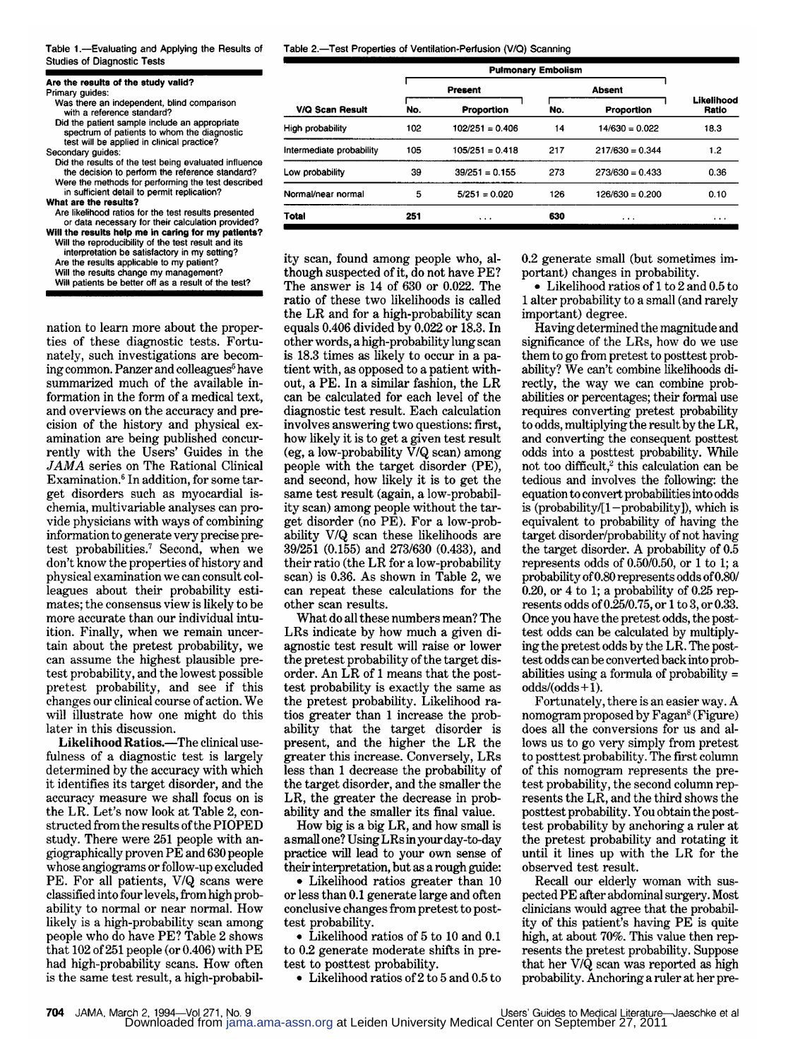Table 1.—Evaluating and Applying the Results of Studies of Diagnostic Tests

**Are the results of the study valid?**

Primary guides:

- Was there an independent, blind comparison with a reference standard?
- Did the patient sample include an appropriate spectrum of patients to whom the diagnostic test will be applied in clinical practice?

Secondary guides:

- Did the results of the test being evaluated influence the decision to perform the reference standard?
- Were the methods for performing the test described in sufficient detail to permit replication?

**What are the results?**

- Are likelihood ratios for the test results presented or data necessary for their calculation provided?

**Will the results help me in caring for my patients?**

- Will the reproducibility of the test result and its interpretation be satisfactory in my setting?
- Are the results applicable to my patient?
- Will the results change my management?
- Will patients be better off as a result of the test?

Table 2.—Test Properties of Ventilation-Perfusion (V/Q) Scanning

| | Pulmonary Embolism | | | | |
|---|---|---|---|---|---|
| | Present | | Absent | | |
| V/Q Scan Result | No. | Proportion | No. | Proportion | Likelihood Ratio |
| High probability | 102 | 102/251 = 0.406 | 14 | 14/630 = 0.022 | 18.3 |
| Intermediate probability | 105 | 105/251 = 0.418 | 217 | 217/630 = 0.344 | 1.2 |
| Low probability | 39 | 39/251 = 0.155 | 273 | 273/630 = 0.433 | 0.36 |
| Normal/near normal | 5 | 5/251 = 0.020 | 126 | 126/630 = 0.200 | 0.10 |
| Total | 251 | ... | 630 | ... | ... |

nation to learn more about the properties of these diagnostic tests. Fortunately, such investigations are becoming common. Panzer and colleagues[5] have summarized much of the available information in the form of a medical text, and overviews on the accuracy and precision of the history and physical examination are being published concurrently with the Users' Guides in the *JAMA* series on The Rational Clinical Examination.[6] In addition, for some target disorders such as myocardial ischemia, multivariable analyses can provide physicians with ways of combining information to generate very precise pretest probabilities.[7] Second, when we don't know the properties of history and physical examination we can consult colleagues about their probability estimates; the consensus view is likely to be more accurate than our individual intuition. Finally, when we remain uncertain about the pretest probability, we can assume the highest plausible pretest probability, and the lowest possible pretest probability, and see if this changes our clinical course of action. We will illustrate how one might do this later in this discussion.

**Likelihood Ratios.**—The clinical usefulness of a diagnostic test is largely determined by the accuracy with which it identifies its target disorder, and the accuracy measure we shall focus on is the LR. Let's now look at Table 2, constructed from the results of the PIOPED study. There were 251 people with angiographically proven PE and 630 people whose angiograms or follow-up excluded PE. For all patients, V/Q scans were classified into four levels, from high probability to normal or near normal. How likely is a high-probability scan among people who do have PE? Table 2 shows that 102 of 251 people (or 0.406) with PE had high-probability scans. How often is the same test result, a high-probability scan, found among people who, although suspected of it, do not have PE? The answer is 14 of 630 or 0.022. The ratio of these two likelihoods is called the LR and for a high-probability scan equals 0.406 divided by 0.022 or 18.3. In other words, a high-probability lung scan is 18.3 times as likely to occur in a patient with, as opposed to a patient without, a PE. In a similar fashion, the LR can be calculated for each level of the diagnostic test result. Each calculation involves answering two questions: first, how likely it is to get a given test result (eg, a low-probability V/Q scan) among people with the target disorder (PE), and second, how likely it is to get the same test result (again, a low-probability scan) among people without the target disorder (no PE). For a low-probability V/Q scan these likelihoods are 39/251 (0.155) and 273/630 (0.433), and their ratio (the LR for a low-probability scan) is 0.36. As shown in Table 2, we can repeat these calculations for the other scan results.

What do all these numbers mean? The LRs indicate by how much a given diagnostic test result will raise or lower the pretest probability of the target disorder. An LR of 1 means that the posttest probability is exactly the same as the pretest probability. Likelihood ratios greater than 1 increase the probability that the target disorder is present, and the higher the LR the greater this increase. Conversely, LRs less than 1 decrease the probability of the target disorder, and the smaller the LR, the greater the decrease in probability and the smaller its final value.

How big is a big LR, and how small is a small one? Using LRs in your day-to-day practice will lead to your own sense of their interpretation, but as a rough guide:

- Likelihood ratios greater than 10 or less than 0.1 generate large and often conclusive changes from pretest to posttest probability.
- Likelihood ratios of 5 to 10 and 0.1 to 0.2 generate moderate shifts in pretest to posttest probability.
- Likelihood ratios of 2 to 5 and 0.5 to 0.2 generate small (but sometimes important) changes in probability.
- Likelihood ratios of 1 to 2 and 0.5 to 1 alter probability to a small (and rarely important) degree.

Having determined the magnitude and significance of the LRs, how do we use them to go from pretest to posttest probability? We can't combine likelihoods directly, the way we can combine probabilities or percentages; their formal use requires converting pretest probability to odds, multiplying the result by the LR, and converting the consequent posttest odds into a posttest probability. While not too difficult,[2] this calculation can be tedious and involves the following: the equation to convert probabilities into odds is (probability/[1−probability]), which is equivalent to probability of having the target disorder/probability of not having the target disorder. A probability of 0.5 represents odds of 0.50/0.50, or 1 to 1; a probability of 0.80 represents odds of 0.80/0.20, or 4 to 1; a probability of 0.25 represents odds of 0.25/0.75, or 1 to 3, or 0.33. Once you have the pretest odds, the posttest odds can be calculated by multiplying the pretest odds by the LR. The posttest odds can be converted back into probabilities using a formula of probability = odds/(odds+1).

Fortunately, there is an easier way. A nomogram proposed by Fagan[8] (Figure) does all the conversions for us and allows us to go very simply from pretest to posttest probability. The first column of this nomogram represents the pretest probability, the second column represents the LR, and the third shows the posttest probability. You obtain the posttest probability by anchoring a ruler at the pretest probability and rotating it until it lines up with the LR for the observed test result.

Recall our elderly woman with suspected PE after abdominal surgery. Most clinicians would agree that the probability of this patient's having PE is quite high, at about 70%. This value then represents the pretest probability. Suppose that her V/Q scan was reported as high probability. Anchoring a ruler at her pre-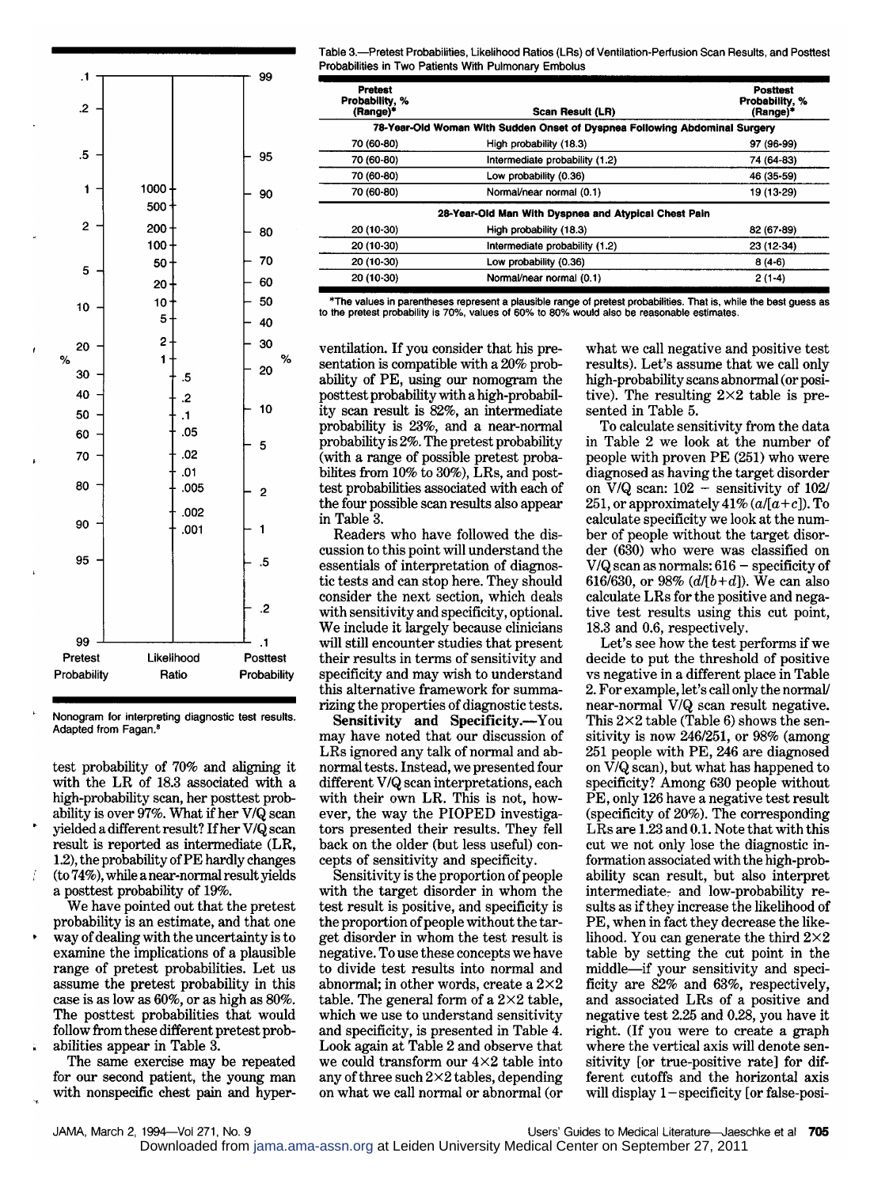Nonogram for interpreting diagnostic test results. Adapted from Fagan.[8]

test probability of 70% and aligning it with the LR of 18.3 associated with a high-probability scan, her posttest probability is over 97%. What if her V/Q scan yielded a different result? If her V/Q scan result is reported as intermediate (LR, 1.2), the probability of PE hardly changes (to 74%), while a near-normal result yields a posttest probability of 19%.

We have pointed out that the pretest probability is an estimate, and that one way of dealing with the uncertainty is to examine the implications of a plausible range of pretest probabilities. Let us assume the pretest probability in this case is as low as 60%, or as high as 80%. The posttest probabilities that would follow from these different pretest probabilities appear in Table 3.

The same exercise may be repeated for our second patient, the young man with nonspecific chest pain and hyperventilation. If you consider that his presentation is compatible with a 20% probability of PE, using our nomogram the posttest probability with a high-probability scan result is 82%, an intermediate probability is 23%, and a near-normal probability is 2%. The pretest probability (with a range of possible pretest probabilites from 10% to 30%), LRs, and posttest probabilities associated with each of the four possible scan results also appear in Table 3.

Readers who have followed the discussion to this point will understand the essentials of interpretation of diagnostic tests and can stop here. They should consider the next section, which deals with sensitivity and specificity, optional. We include it largely because clinicians will still encounter studies that present their results in terms of sensitivity and specificity and may wish to understand this alternative framework for summarizing the properties of diagnostic tests.

**Sensitivity and Specificity.**—You may have noted that our discussion of LRs ignored any talk of normal and abnormal tests. Instead, we presented four different V/Q scan interpretations, each with their own LR. This is not, however, the way the PIOPED investigators presented their results. They fell back on the older (but less useful) concepts of sensitivity and specificity.

Sensitivity is the proportion of people with the target disorder in whom the test result is positive, and specificity is the proportion of people without the target disorder in whom the test result is negative. To use these concepts we have to divide test results into normal and abnormal; in other words, create a 2×2 table. The general form of a 2×2 table, which we use to understand sensitivity and specificity, is presented in Table 4. Look again at Table 2 and observe that we could transform our 4×2 table into any of three such 2×2 tables, depending on what we call normal or abnormal (or what we call negative and positive test results). Let's assume that we call only high-probability scans abnormal (or positive). The resulting 2×2 table is presented in Table 5.

To calculate sensitivity from the data in Table 2 we look at the number of people with proven PE (251) who were diagnosed as having the target disorder on V/Q scan: 102 – sensitivity of 102/251, or approximately 41% ($a/[a+c]$). To calculate specificity we look at the number of people without the target disorder (630) who were was classified on V/Q scan as normals: 616 – specificity of 616/630, or 98% ($d/[b+d]$). We can also calculate LRs for the positive and negative test results using this cut point, 18.3 and 0.6, respectively.

Let's see how the test performs if we decide to put the threshold of positive vs negative in a different place in Table 2. For example, let's call only the normal/near-normal V/Q scan result negative. This 2×2 table (Table 6) shows the sensitivity is now 246/251, or 98% (among 251 people with PE, 246 are diagnosed on V/Q scan), but what has happened to specificity? Among 630 people without PE, only 126 have a negative test result (specificity of 20%). The corresponding LRs are 1.23 and 0.1. Note that with this cut we not only lose the diagnostic information associated with the high-probability scan result, but also interpret intermediate- and low-probability results as if they increase the likelihood of PE, when in fact they decrease the likelihood. You can generate the third 2×2 table by setting the cut point in the middle—if your sensitivity and specificity are 82% and 63%, respectively, and associated LRs of a positive and negative test 2.25 and 0.28, you have it right. (If you were to create a graph where the vertical axis will denote sensitivity [or true-positive rate] for different cutoffs and the horizontal axis will display 1 – specificity [or false-posi-

Table 3.—Pretest Probabilities, Likelihood Ratios (LRs) of Ventilation-Perfusion Scan Results, and Posttest Probabilities in Two Patients With Pulmonary Embolus

| Pretest Probability, % (Range)* | Scan Result (LR) | Posttest Probability, % (Range)* |
|---|---|---|
| **78-Year-Old Woman With Sudden Onset of Dyspnea Following Abdominal Surgery** | | |
| 70 (60-80) | High probability (18.3) | 97 (96-99) |
| 70 (60-80) | Intermediate probability (1.2) | 74 (64-83) |
| 70 (60-80) | Low probability (0.36) | 46 (35-59) |
| 70 (60-80) | Normal/near normal (0.1) | 19 (13-29) |
| **28-Year-Old Man With Dyspnea and Atypical Chest Pain** | | |
| 20 (10-30) | High probability (18.3) | 82 (67-89) |
| 20 (10-30) | Intermediate probability (1.2) | 23 (12-34) |
| 20 (10-30) | Low probability (0.36) | 8 (4-6) |
| 20 (10-30) | Normal/near normal (0.1) | 2 (1-4) |

*The values in parentheses represent a plausible range of pretest probabilities. That is, while the best guess as to the pretest probability is 70%, values of 60% to 80% would also be reasonable estimates.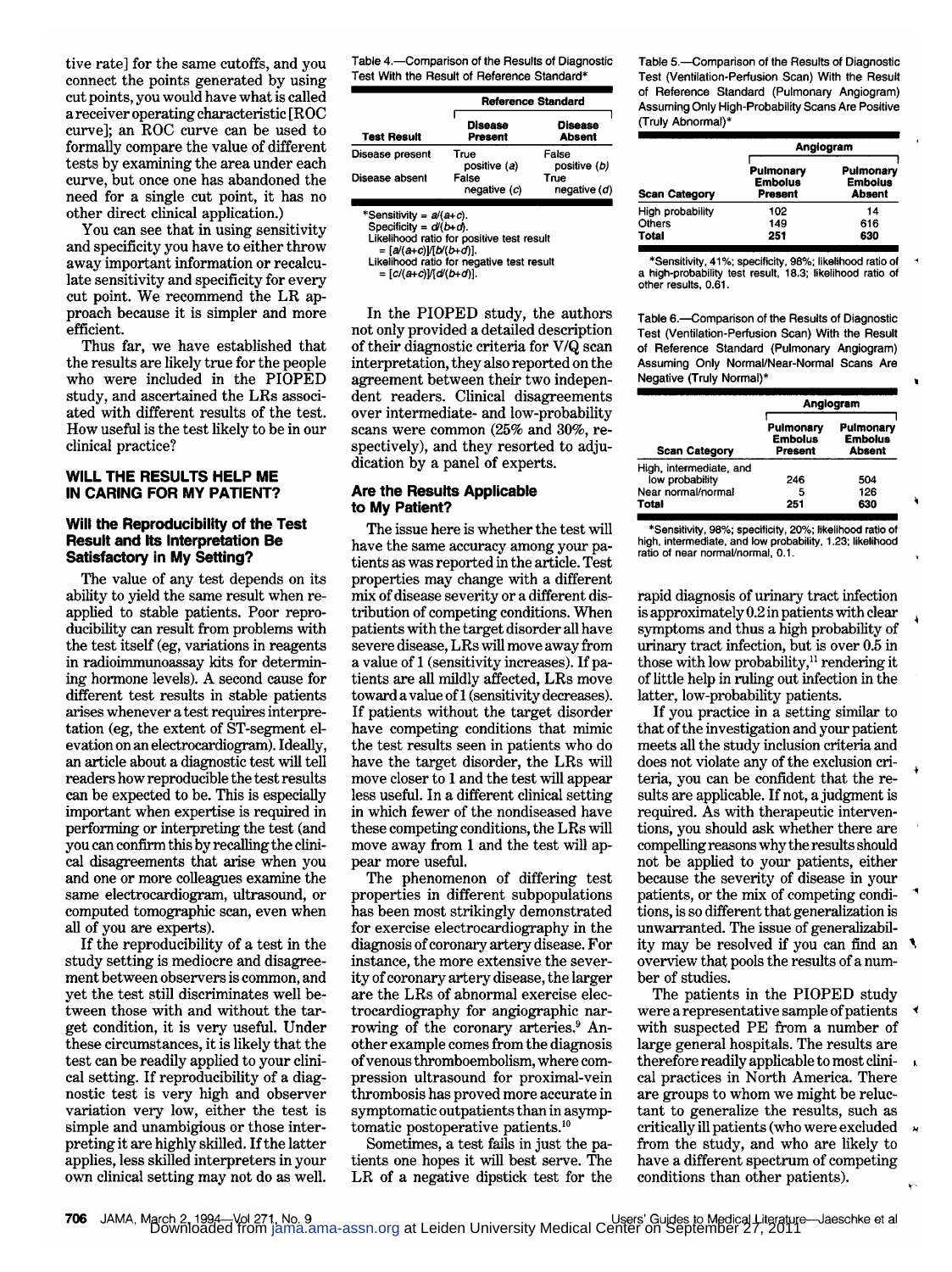tive rate] for the same cutoffs, and you connect the points generated by using cut points, you would have what is called a receiver operating characteristic [ROC curve]; an ROC curve can be used to formally compare the value of different tests by examining the area under each curve, but once one has abandoned the need for a single cut point, it has no other direct clinical application.)

You can see that in using sensitivity and specificity you have to either throw away important information or recalculate sensitivity and specificity for every cut point. We recommend the LR approach because it is simpler and more efficient.

Thus far, we have established that the results are likely true for the people who were included in the PIOPED study, and ascertained the LRs associated with different results of the test. How useful is the test likely to be in our clinical practice?

## WILL THE RESULTS HELP ME IN CARING FOR MY PATIENT?

### Will the Reproducibility of the Test Result and Its Interpretation Be Satisfactory in My Setting?

The value of any test depends on its ability to yield the same result when reapplied to stable patients. Poor reproducibility can result from problems with the test itself (eg, variations in reagents in radioimmunoassay kits for determining hormone levels). A second cause for different test results in stable patients arises whenever a test requires interpretation (eg, the extent of ST-segment elevation on an electrocardiogram). Ideally, an article about a diagnostic test will tell readers how reproducible the test results can be expected to be. This is especially important when expertise is required in performing or interpreting the test (and you can confirm this by recalling the clinical disagreements that arise when you and one or more colleagues examine the same electrocardiogram, ultrasound, or computed tomographic scan, even when all of you are experts).

If the reproducibility of a test in the study setting is mediocre and disagreement between observers is common, and yet the test still discriminates well between those with and without the target condition, it is very useful. Under these circumstances, it is likely that the test can be readily applied to your clinical setting. If reproducibility of a diagnostic test is very high and observer variation very low, either the test is simple and unambiguous or those interpreting it are highly skilled. If the latter applies, less skilled interpreters in your own clinical setting may not do as well.

Table 4.—Comparison of the Results of Diagnostic Test With the Result of Reference Standard*

| | Reference Standard | |
|---|---|---|
| Test Result | Disease Present | Disease Absent |
| Disease present | True positive (a) | False positive (b) |
| Disease absent | False negative (c) | True negative (d) |

*Sensitivity = a/(a+c).
Specificity = d/(b+d).
Likelihood ratio for positive test result = [a/(a+c)]/[b/(b+d)].
Likelihood ratio for negative test result = [c/(a+c)]/[d/(b+d)].

In the PIOPED study, the authors not only provided a detailed description of their diagnostic criteria for V/Q scan interpretation, they also reported on the agreement between their two independent readers. Clinical disagreements over intermediate- and low-probability scans were common (25% and 30%, respectively), and they resorted to adjudication by a panel of experts.

### Are the Results Applicable to My Patient?

The issue here is whether the test will have the same accuracy among your patients as was reported in the article. Test properties may change with a different mix of disease severity or a different distribution of competing conditions. When patients with the target disorder all have severe disease, LRs will move away from a value of 1 (sensitivity increases). If patients are all mildly affected, LRs move toward a value of 1 (sensitivity decreases). If patients without the target disorder have competing conditions that mimic the test results seen in patients who do have the target disorder, the LRs will move closer to 1 and the test will appear less useful. In a different clinical setting in which fewer of the nondiseased have these competing conditions, the LRs will move away from 1 and the test will appear more useful.

The phenomenon of differing test properties in different subpopulations has been most strikingly demonstrated for exercise electrocardiography in the diagnosis of coronary artery disease. For instance, the more extensive the severity of coronary artery disease, the larger are the LRs of abnormal exercise electrocardiography for angiographic narrowing of the coronary arteries.[9] Another example comes from the diagnosis of venous thromboembolism, where compression ultrasound for proximal-vein thrombosis has proved more accurate in symptomatic outpatients than in asymptomatic postoperative patients.[10]

Sometimes, a test fails in just the patients one hopes it will best serve. The LR of a negative dipstick test for the rapid diagnosis of urinary tract infection is approximately 0.2 in patients with clear symptoms and thus a high probability of urinary tract infection, but is over 0.5 in those with low probability,[11] rendering it of little help in ruling out infection in the latter, low-probability patients.

Table 5.—Comparison of the Results of Diagnostic Test (Ventilation-Perfusion Scan) With the Result of Reference Standard (Pulmonary Angiogram) Assuming Only High-Probability Scans Are Positive (Truly Abnormal)*

| | Angiogram | |
|---|---|---|
| Scan Category | Pulmonary Embolus Present | Pulmonary Embolus Absent |
| High probability | 102 | 14 |
| Others | 149 | 616 |
| Total | 251 | 630 |

*Sensitivity, 41%; specificity, 98%; likelihood ratio of a high-probability test result, 18.3; likelihood ratio of other results, 0.61.

Table 6.—Comparison of the Results of Diagnostic Test (Ventilation-Perfusion Scan) With the Result of Reference Standard (Pulmonary Angiogram) Assuming Only Normal/Near-Normal Scans Are Negative (Truly Normal)*

| | Angiogram | |
|---|---|---|
| Scan Category | Pulmonary Embolus Present | Pulmonary Embolus Absent |
| High, intermediate, and low probability | 246 | 504 |
| Near normal/normal | 5 | 126 |
| Total | 251 | 630 |

*Sensitivity, 98%; specificity, 20%; likelihood ratio of high, intermediate, and low probability, 1.23; likelihood ratio of near normal/normal, 0.1.

If you practice in a setting similar to that of the investigation and your patient meets all the study inclusion criteria and does not violate any of the exclusion criteria, you can be confident that the results are applicable. If not, a judgment is required. As with therapeutic interventions, you should ask whether there are compelling reasons why the results should not be applied to your patients, either because the severity of disease in your patients, or the mix of competing conditions, is so different that generalization is unwarranted. The issue of generalizability may be resolved if you can find an overview that pools the results of a number of studies.

The patients in the PIOPED study were a representative sample of patients with suspected PE from a number of large general hospitals. The results are therefore readily applicable to most clinical practices in North America. There are groups to whom we might be reluctant to generalize the results, such as critically ill patients (who were excluded from the study, and who are likely to have a different spectrum of competing conditions than other patients).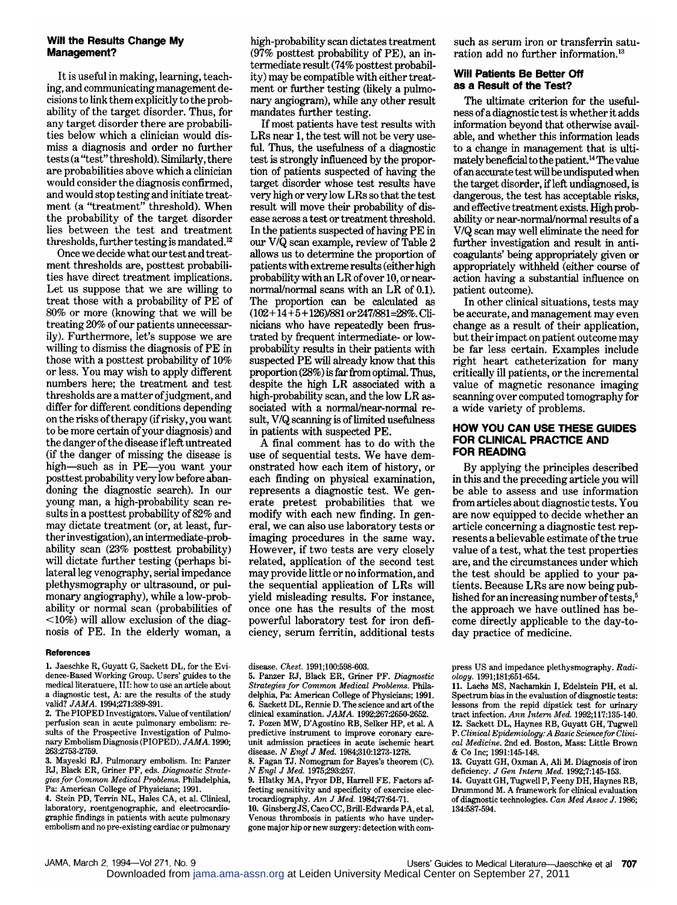### Will the Results Change My Management?

It is useful in making, learning, teaching, and communicating management decisions to link them explicitly to the probability of the target disorder. Thus, for any target disorder there are probabilities below which a clinician would dismiss a diagnosis and order no further tests (a "test" threshold). Similarly, there are probabilities above which a clinician would consider the diagnosis confirmed, and would stop testing and initiate treatment (a "treatment" threshold). When the probability of the target disorder lies between the test and treatment thresholds, further testing is mandated.[12]

Once we decide what our test and treatment thresholds are, posttest probabilities have direct treatment implications. Let us suppose that we are willing to treat those with a probability of PE of 80% or more (knowing that we will be treating 20% of our patients unnecessarily). Furthermore, let's suppose we are willing to dismiss the diagnosis of PE in those with a posttest probability of 10% or less. You may wish to apply different numbers here; the treatment and test thresholds are a matter of judgment, and differ for different conditions depending on the risks of therapy (if risky, you want to be more certain of your diagnosis) and the danger of the disease if left untreated (if the danger of missing the disease is high—such as in PE—you want your posttest probability very low before abandoning the diagnostic search). In our young man, a high-probability scan results in a posttest probability of 82% and may dictate treatment (or, at least, further investigation), an intermediate-probability scan (23% posttest probability) will dictate further testing (perhaps bilateral leg venography, serial impedance plethysmography or ultrasound, or pulmonary angiography), while a low-probability or normal scan (probabilities of <10%) will allow exclusion of the diagnosis of PE. In the elderly woman, a high-probability scan dictates treatment (97% posttest probability of PE), an intermediate result (74% posttest probability) may be compatible with either treatment or further testing (likely a pulmonary angiogram), while any other result mandates further testing.

If most patients have test results with LRs near 1, the test will not be very useful. Thus, the usefulness of a diagnostic test is strongly influenced by the proportion of patients suspected of having the target disorder whose test results have very high or very low LRs so that the test result will move their probability of disease across a test or treatment threshold. In the patients suspected of having PE in our V/Q scan example, review of Table 2 allows us to determine the proportion of patients with extreme results (either high probability with an LR of over 10, or near-normal/normal scans with an LR of 0.1). The proportion can be calculated as (102+14+5+126)/881 or 247/881=28%. Clinicians who have repeatedly been frustrated by frequent intermediate- or low-probability results in their patients with suspected PE will already know that this proportion (28%) is far from optimal. Thus, despite the high LR associated with a high-probability scan, and the low LR associated with a normal/near-normal result, V/Q scanning is of limited usefulness in patients with suspected PE.

A final comment has to do with the use of sequential tests. We have demonstrated how each item of history, or each finding on physical examination, represents a diagnostic test. We generate pretest probabilities that we modify with each new finding. In general, we can also use laboratory tests or imaging procedures in the same way. However, if two tests are very closely related, application of the second test may provide little or no information, and the sequential application of LRs will yield misleading results. For instance, once one has the results of the most powerful laboratory test for iron deficiency, serum ferritin, additional tests such as serum iron or transferrin saturation add no further information.[13]

### Will Patients Be Better Off as a Result of the Test?

The ultimate criterion for the usefulness of a diagnostic test is whether it adds information beyond that otherwise available, and whether this information leads to a change in management that is ultimately beneficial to the patient.[14] The value of an accurate test will be undisputed when the target disorder, if left undiagnosed, is dangerous, the test has acceptable risks, and effective treatment exists. High probability or near-normal/normal results of a V/Q scan may well eliminate the need for further investigation and result in anticoagulants' being appropriately given or appropriately withheld (either course of action having a substantial influence on patient outcome).

In other clinical situations, tests may be accurate, and management may even change as a result of their application, but their impact on patient outcome may be far less certain. Examples include right heart catheterization for many critically ill patients, or the incremental value of magnetic resonance imaging scanning over computed tomography for a wide variety of problems.

## HOW YOU CAN USE THESE GUIDES FOR CLINICAL PRACTICE AND FOR READING

By applying the principles described in this and the preceding article you will be able to assess and use information from articles about diagnostic tests. You are now equipped to decide whether an article concerning a diagnostic test represents a believable estimate of the true value of a test, what the test properties are, and the circumstances under which the test should be applied to your patients. Because LRs are now being published for an increasing number of tests,[5] the approach we have outlined has become directly applicable to the day-to-day practice of medicine.

### References

1. Jaeschke R, Guyatt G, Sackett DL, for the Evidence-Based Working Group. Users' guides to the medical literatuere, III: how to use an article about a diagnostic test, A: are the results of the study valid? *JAMA.* 1994;271:389-391.
2. The PIOPED Investigators. Value of ventilation/perfusion scan in acute pulmonary embolism: results of the Prospective Investigation of Pulmonary Embolism Diagnosis (PIOPED). *JAMA.* 1990; 263:2753-2759.
3. Mayeski RJ. Pulmonary embolism. In: Panzer RJ, Black ER, Griner PF, eds. *Diagnostic Strategies for Common Medical Problems.* Philadelphia, Pa: American College of Physicians; 1991.
4. Stein PD, Terrin NL, Hales CA, et al. Clinical, laboratory, roentgenographic, and electrocardiographic findings in patients with acute pulmonary embolism and no pre-existing cardiac or pulmonary disease. *Chest.* 1991;100:598-603.
5. Panzer RJ, Black ER, Griner PF. *Diagnostic Strategies for Common Medical Problems.* Philadelphia, Pa: American College of Physicians; 1991.
6. Sackett DL, Rennie D. The science and art of the clinical examination. *JAMA.* 1992;267:2650-2652.
7. Pozen MW, D'Agostino RB, Selker HP, et al. A predictive instrument to improve coronary care-unit admission practices in acute ischemic heart disease. *N Engl J Med.* 1984;310:1273-1278.
8. Fagan TJ. Nomogram for Bayes's theorem (C). *N Engl J Med.* 1975;293:257.
9. Hlatky MA, Pryor DB, Harrell FE. Factors affecting sensitivity and specificity of exercise electrocardiography. *Am J Med.* 1984;77:64-71.
10. Ginsberg JS, Caco CC, Brill-Edwards PA, et al. Venous thrombosis in patients who have undergone major hip or new surgery: detection with compress US and impedance plethysmography. *Radiology.* 1991;181;651-654.
11. Lachs MS, Nachamkin I, Edelstein PH, et al. Spectrum bias in the evaluation of diagnostic tests: lessons from the repid dipstick test for urinary tract infection. *Ann Intern Med.* 1992;117:135-140.
12. Sackett DL, Haynes RB, Guyatt GH, Tugwell P. *Clinical Epidemiology: A Basic Science for Clinical Medicine.* 2nd ed. Boston, Mass: Little Brown & Co Inc; 1991:145-148.
13. Guyatt GH, Oxman A, Ali M. Diagnosis of iron deficiency. *J Gen Intern Med.* 1992;7:145-153.
14. Guyatt GH, Tugwell P, Feeny DH, Haynes RB, Drummond M. A framework for clinical evaluation of diagnostic technologies. *Can Med Assoc J.* 1986; 134:587-594.